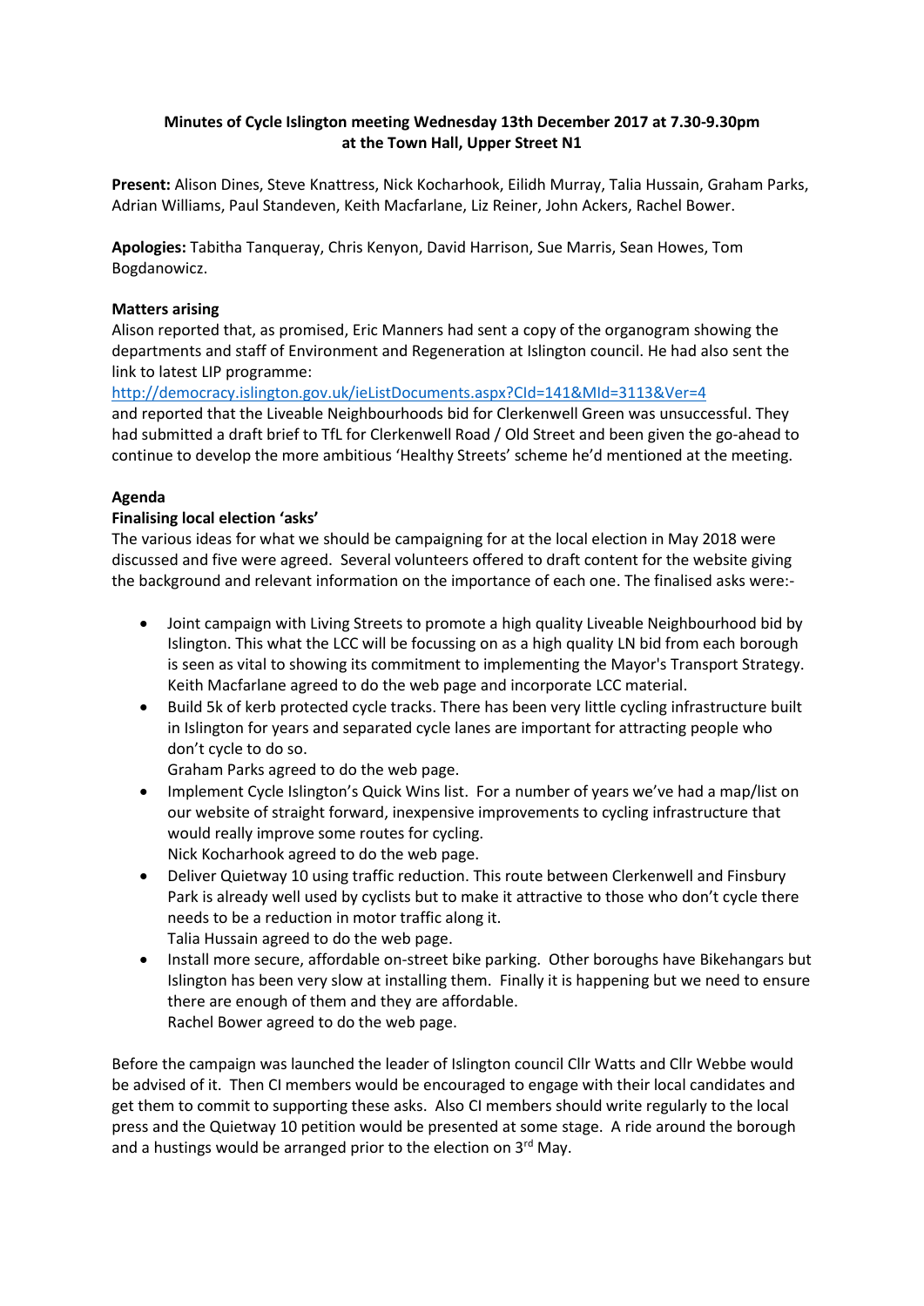**Minutes of Cycle Islington meeting Wednesday 13th December 2017 at 7.30-9.30pm at the Town Hall, Upper Street N1**

**Present:** Alison Dines, Steve Knattress, Nick Kocharhook, Eilidh Murray, Talia Hussain, Graham Parks, Adrian Williams, Paul Standeven, Keith Macfarlane, Liz Reiner, John Ackers, Rachel Bower.

**Apologies:** Tabitha Tanqueray, Chris Kenyon, David Harrison, Sue Marris, Sean Howes, Tom Bogdanowicz.

**Matters arising**

Alison reported that, as promised, Eric Manners had sent a copy of the organogram showing the departments and staff of Environment and Regeneration at Islington council. He had also sent the link to latest LIP programme:

http://democracy.islington.gov.uk/ieListDocuments.aspx?CId=141&MId=3113&Ver=4

and reported that the Liveable Neighbourhoods bid for Clerkenwell Green was unsuccessful. They had submitted a draft brief to TfL for Clerkenwell Road / Old Street and been given the go-ahead to continue to develop the more ambitious 'Healthy Streets' scheme he'd mentioned at the meeting.

**Agenda**

**Finalising local election 'asks'**

The various ideas for what we should be campaigning for at the local election in May 2018 were discussed and five were agreed. Several volunteers offered to draft content for the website giving the background and relevant information on the importance of each one. The finalised asks were:-

- Joint campaign with Living Streets to promote a high quality Liveable Neighbourhood bid by Islington. This what the LCC will be focussing on as a high quality LN bid from each borough is seen as vital to showing its commitment to implementing the Mayor's Transport Strategy. Keith Macfarlane agreed to do the web page and incorporate LCC material.
- Build 5k of kerb protected cycle tracks. There has been very little cycling infrastructure built in Islington for years and separated cycle lanes are important for attracting people who don't cycle to do so.
  Graham Parks agreed to do the web page.
- Implement Cycle Islington's Quick Wins list. For a number of years we've had a map/list on our website of straight forward, inexpensive improvements to cycling infrastructure that would really improve some routes for cycling.
  Nick Kocharhook agreed to do the web page.
- Deliver Quietway 10 using traffic reduction. This route between Clerkenwell and Finsbury Park is already well used by cyclists but to make it attractive to those who don't cycle there needs to be a reduction in motor traffic along it.
  Talia Hussain agreed to do the web page.
- Install more secure, affordable on-street bike parking. Other boroughs have Bikehangars but Islington has been very slow at installing them. Finally it is happening but we need to ensure there are enough of them and they are affordable.
  Rachel Bower agreed to do the web page.

Before the campaign was launched the leader of Islington council Cllr Watts and Cllr Webbe would be advised of it. Then CI members would be encouraged to engage with their local candidates and get them to commit to supporting these asks. Also CI members should write regularly to the local press and the Quietway 10 petition would be presented at some stage. A ride around the borough and a hustings would be arranged prior to the election on 3rd May.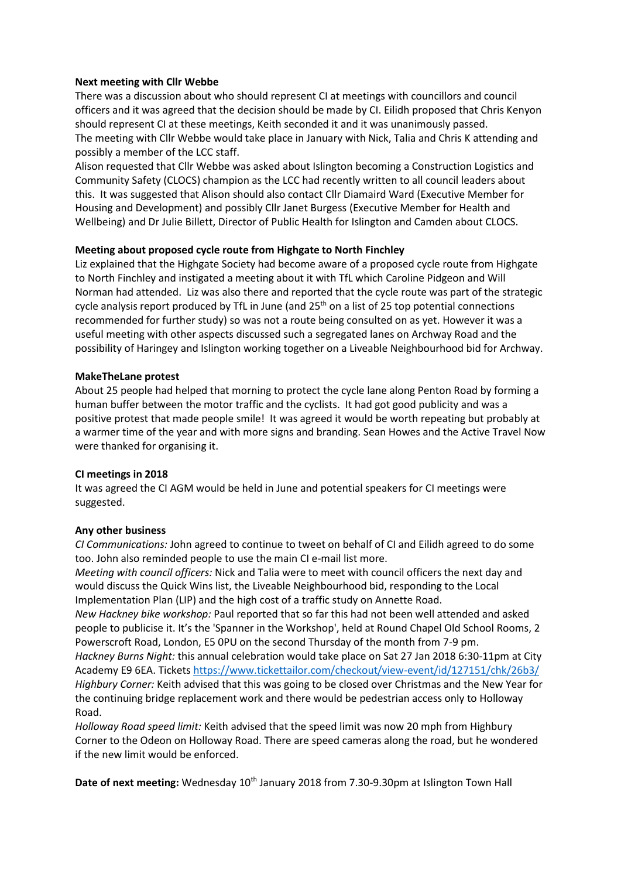**Next meeting with Cllr Webbe**

There was a discussion about who should represent CI at meetings with councillors and council officers and it was agreed that the decision should be made by CI. Eilidh proposed that Chris Kenyon should represent CI at these meetings, Keith seconded it and it was unanimously passed.
The meeting with Cllr Webbe would take place in January with Nick, Talia and Chris K attending and possibly a member of the LCC staff.
Alison requested that Cllr Webbe was asked about Islington becoming a Construction Logistics and Community Safety (CLOCS) champion as the LCC had recently written to all council leaders about this. It was suggested that Alison should also contact Cllr Diamaird Ward (Executive Member for Housing and Development) and possibly Cllr Janet Burgess (Executive Member for Health and Wellbeing) and Dr Julie Billett, Director of Public Health for Islington and Camden about CLOCS.

**Meeting about proposed cycle route from Highgate to North Finchley**

Liz explained that the Highgate Society had become aware of a proposed cycle route from Highgate to North Finchley and instigated a meeting about it with TfL which Caroline Pidgeon and Will Norman had attended. Liz was also there and reported that the cycle route was part of the strategic cycle analysis report produced by TfL in June (and 25th on a list of 25 top potential connections recommended for further study) so was not a route being consulted on as yet. However it was a useful meeting with other aspects discussed such a segregated lanes on Archway Road and the possibility of Haringey and Islington working together on a Liveable Neighbourhood bid for Archway.

**MakeTheLane protest**

About 25 people had helped that morning to protect the cycle lane along Penton Road by forming a human buffer between the motor traffic and the cyclists. It had got good publicity and was a positive protest that made people smile! It was agreed it would be worth repeating but probably at a warmer time of the year and with more signs and branding. Sean Howes and the Active Travel Now were thanked for organising it.

**CI meetings in 2018**

It was agreed the CI AGM would be held in June and potential speakers for CI meetings were suggested.

**Any other business**

*CI Communications:* John agreed to continue to tweet on behalf of CI and Eilidh agreed to do some too. John also reminded people to use the main CI e-mail list more.
*Meeting with council officers:* Nick and Talia were to meet with council officers the next day and would discuss the Quick Wins list, the Liveable Neighbourhood bid, responding to the Local Implementation Plan (LIP) and the high cost of a traffic study on Annette Road.
*New Hackney bike workshop:* Paul reported that so far this had not been well attended and asked people to publicise it. It's the 'Spanner in the Workshop', held at Round Chapel Old School Rooms, 2 Powerscroft Road, London, E5 0PU on the second Thursday of the month from 7-9 pm.
*Hackney Burns Night:* this annual celebration would take place on Sat 27 Jan 2018 6:30-11pm at City Academy E9 6EA. Tickets https://www.tickettailor.com/checkout/view-event/id/127151/chk/26b3/
*Highbury Corner:* Keith advised that this was going to be closed over Christmas and the New Year for the continuing bridge replacement work and there would be pedestrian access only to Holloway Road.
*Holloway Road speed limit:* Keith advised that the speed limit was now 20 mph from Highbury Corner to the Odeon on Holloway Road. There are speed cameras along the road, but he wondered if the new limit would be enforced.

**Date of next meeting:** Wednesday 10th January 2018 from 7.30-9.30pm at Islington Town Hall